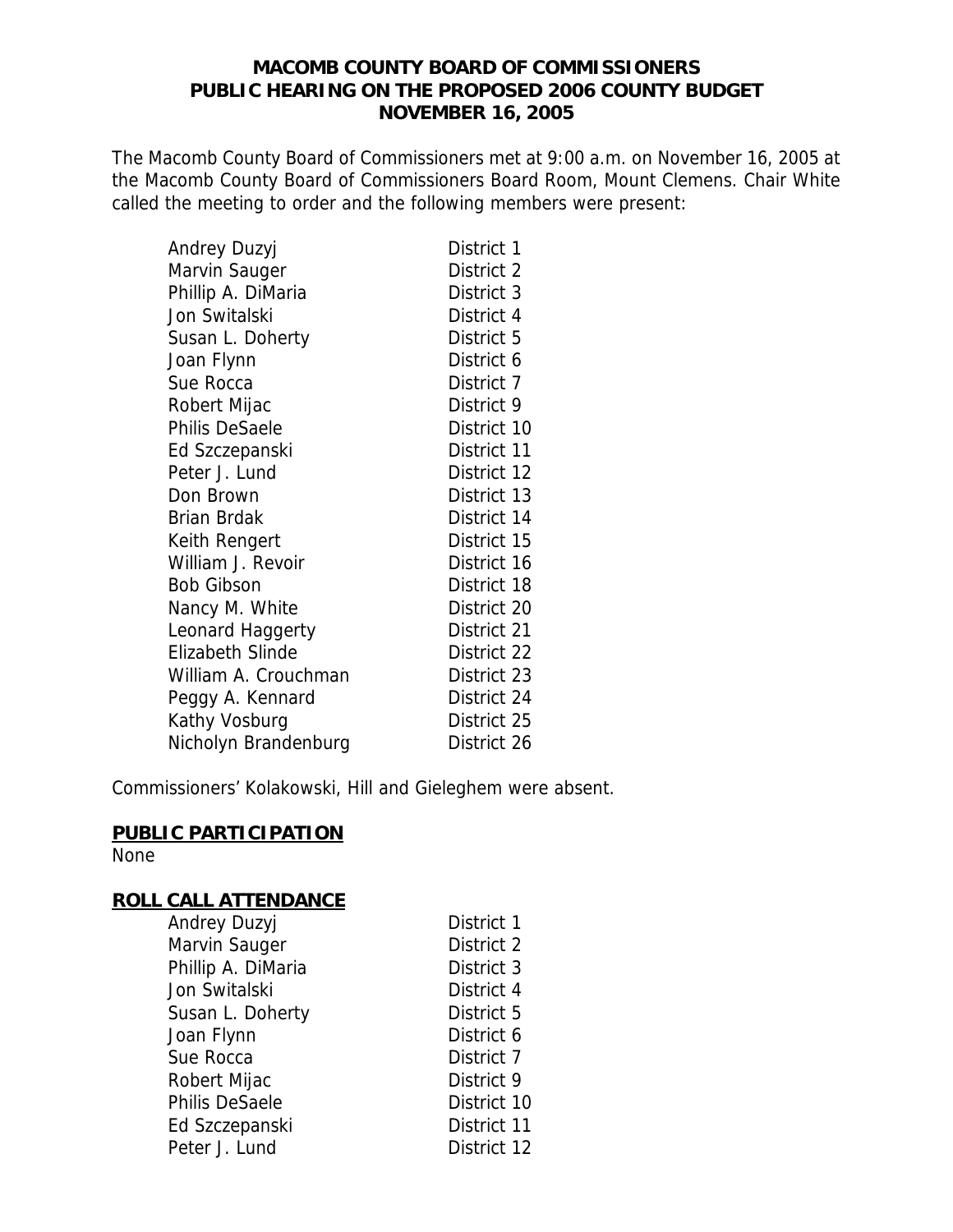**MACOMB COUNTY BOARD OF COMMISSIONERS**
**PUBLIC HEARING ON THE PROPOSED 2006 COUNTY BUDGET**
**NOVEMBER 16, 2005**

The Macomb County Board of Commissioners met at 9:00 a.m. on November 16, 2005 at the Macomb County Board of Commissioners Board Room, Mount Clemens. Chair White called the meeting to order and the following members were present:

| | |
|---|---|
| Andrey Duzyj | District 1 |
| Marvin Sauger | District 2 |
| Phillip A. DiMaria | District 3 |
| Jon Switalski | District 4 |
| Susan L. Doherty | District 5 |
| Joan Flynn | District 6 |
| Sue Rocca | District 7 |
| Robert Mijac | District 9 |
| Philis DeSaele | District 10 |
| Ed Szczepanski | District 11 |
| Peter J. Lund | District 12 |
| Don Brown | District 13 |
| Brian Brdak | District 14 |
| Keith Rengert | District 15 |
| William J. Revoir | District 16 |
| Bob Gibson | District 18 |
| Nancy M. White | District 20 |
| Leonard Haggerty | District 21 |
| Elizabeth Slinde | District 22 |
| William A. Crouchman | District 23 |
| Peggy A. Kennard | District 24 |
| Kathy Vosburg | District 25 |
| Nicholyn Brandenburg | District 26 |

Commissioners' Kolakowski, Hill and Gieleghem were absent.

**PUBLIC PARTICIPATION**

None

**ROLL CALL ATTENDANCE**

| | |
|---|---|
| Andrey Duzyj | District 1 |
| Marvin Sauger | District 2 |
| Phillip A. DiMaria | District 3 |
| Jon Switalski | District 4 |
| Susan L. Doherty | District 5 |
| Joan Flynn | District 6 |
| Sue Rocca | District 7 |
| Robert Mijac | District 9 |
| Philis DeSaele | District 10 |
| Ed Szczepanski | District 11 |
| Peter J. Lund | District 12 |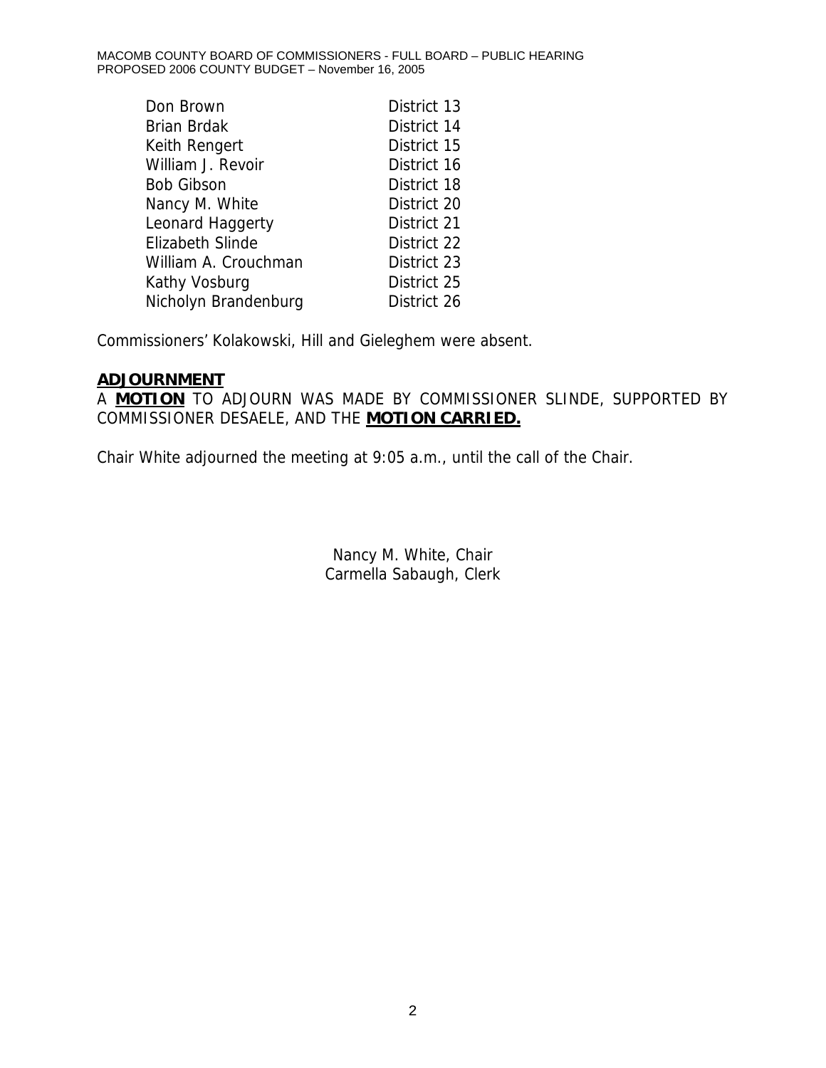| | |
|---|---|
| Don Brown | District 13 |
| Brian Brdak | District 14 |
| Keith Rengert | District 15 |
| William J. Revoir | District 16 |
| Bob Gibson | District 18 |
| Nancy M. White | District 20 |
| Leonard Haggerty | District 21 |
| Elizabeth Slinde | District 22 |
| William A. Crouchman | District 23 |
| Kathy Vosburg | District 25 |
| Nicholyn Brandenburg | District 26 |

Commissioners' Kolakowski, Hill and Gieleghem were absent.

## ADJOURNMENT

A **MOTION** TO ADJOURN WAS MADE BY COMMISSIONER SLINDE, SUPPORTED BY COMMISSIONER DESAELE, AND THE **MOTION CARRIED.**

Chair White adjourned the meeting at 9:05 a.m., until the call of the Chair.

Nancy M. White, Chair
Carmella Sabaugh, Clerk